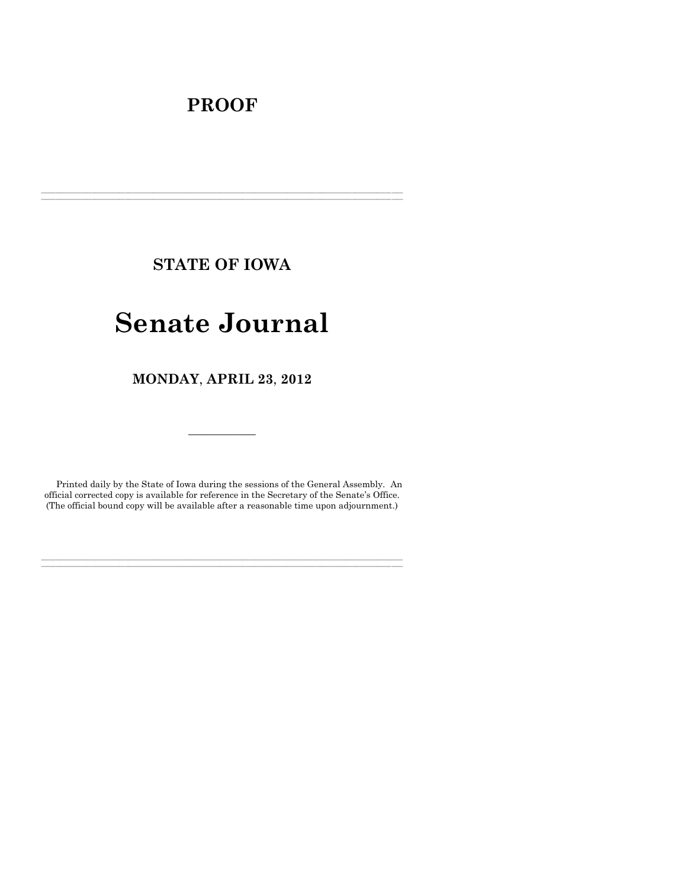# PROOF

---

## STATE OF IOWA

# Senate Journal

## MONDAY, APRIL 23, 2012

---

Printed daily by the State of Iowa during the sessions of the General Assembly. An official corrected copy is available for reference in the Secretary of the Senate's Office. (The official bound copy will be available after a reasonable time upon adjournment.)

---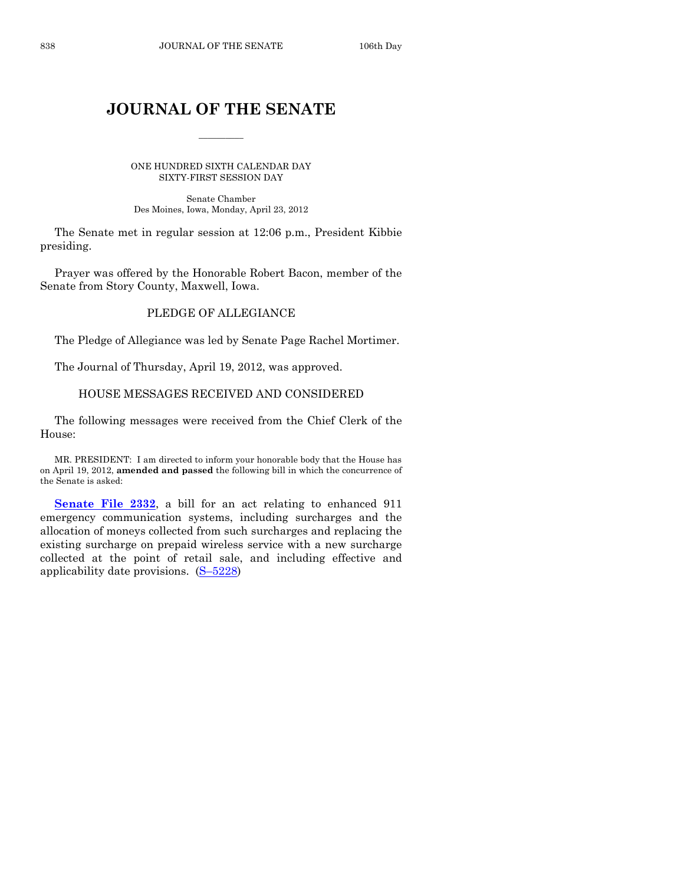# JOURNAL OF THE SENATE

———————

ONE HUNDRED SIXTH CALENDAR DAY
SIXTY-FIRST SESSION DAY

Senate Chamber
Des Moines, Iowa, Monday, April 23, 2012

The Senate met in regular session at 12:06 p.m., President Kibbie presiding.

Prayer was offered by the Honorable Robert Bacon, member of the Senate from Story County, Maxwell, Iowa.

## PLEDGE OF ALLEGIANCE

The Pledge of Allegiance was led by Senate Page Rachel Mortimer.

The Journal of Thursday, April 19, 2012, was approved.

## HOUSE MESSAGES RECEIVED AND CONSIDERED

The following messages were received from the Chief Clerk of the House:

MR. PRESIDENT: I am directed to inform your honorable body that the House has on April 19, 2012, **amended and passed** the following bill in which the concurrence of the Senate is asked:

**Senate File 2332**, a bill for an act relating to enhanced 911 emergency communication systems, including surcharges and the allocation of moneys collected from such surcharges and replacing the existing surcharge on prepaid wireless service with a new surcharge collected at the point of retail sale, and including effective and applicability date provisions. (S–5228)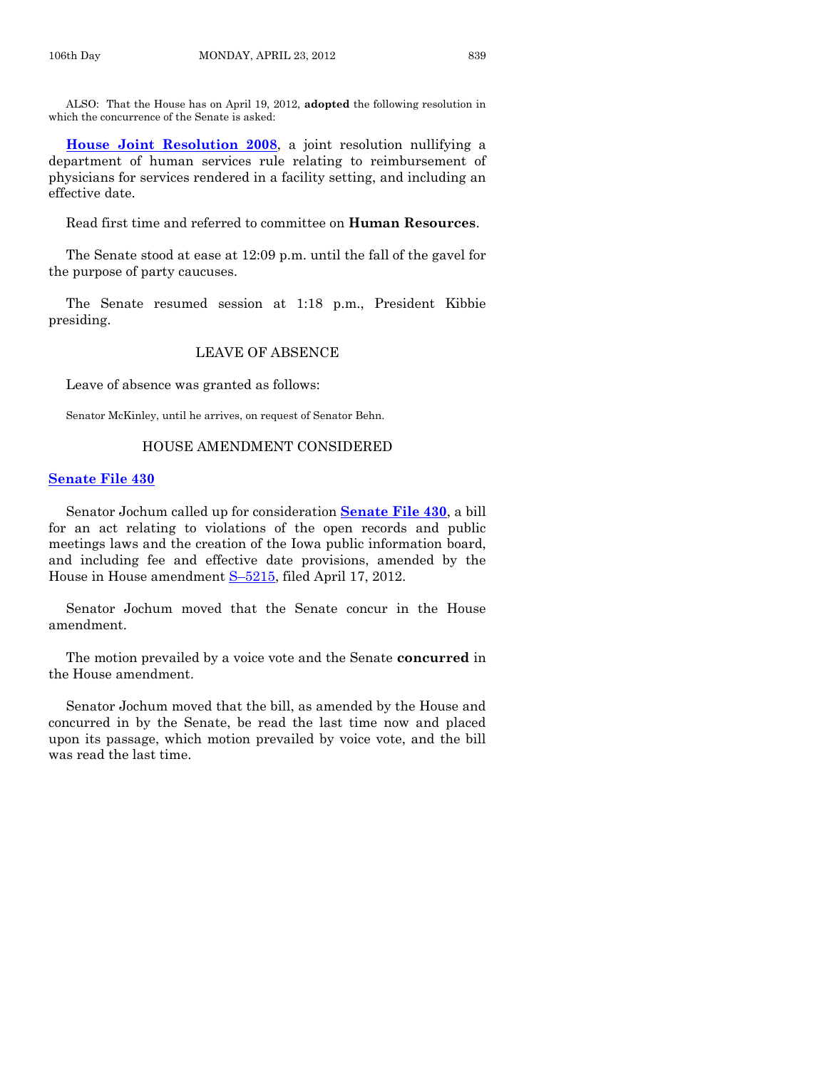ALSO: That the House has on April 19, 2012, **adopted** the following resolution in which the concurrence of the Senate is asked:

**House Joint Resolution 2008**, a joint resolution nullifying a department of human services rule relating to reimbursement of physicians for services rendered in a facility setting, and including an effective date.

Read first time and referred to committee on **Human Resources**.

The Senate stood at ease at 12:09 p.m. until the fall of the gavel for the purpose of party caucuses.

The Senate resumed session at 1:18 p.m., President Kibbie presiding.

## LEAVE OF ABSENCE

Leave of absence was granted as follows:

Senator McKinley, until he arrives, on request of Senator Behn.

## HOUSE AMENDMENT CONSIDERED

**Senate File 430**

Senator Jochum called up for consideration **Senate File 430**, a bill for an act relating to violations of the open records and public meetings laws and the creation of the Iowa public information board, and including fee and effective date provisions, amended by the House in House amendment S–5215, filed April 17, 2012.

Senator Jochum moved that the Senate concur in the House amendment.

The motion prevailed by a voice vote and the Senate **concurred** in the House amendment.

Senator Jochum moved that the bill, as amended by the House and concurred in by the Senate, be read the last time now and placed upon its passage, which motion prevailed by voice vote, and the bill was read the last time.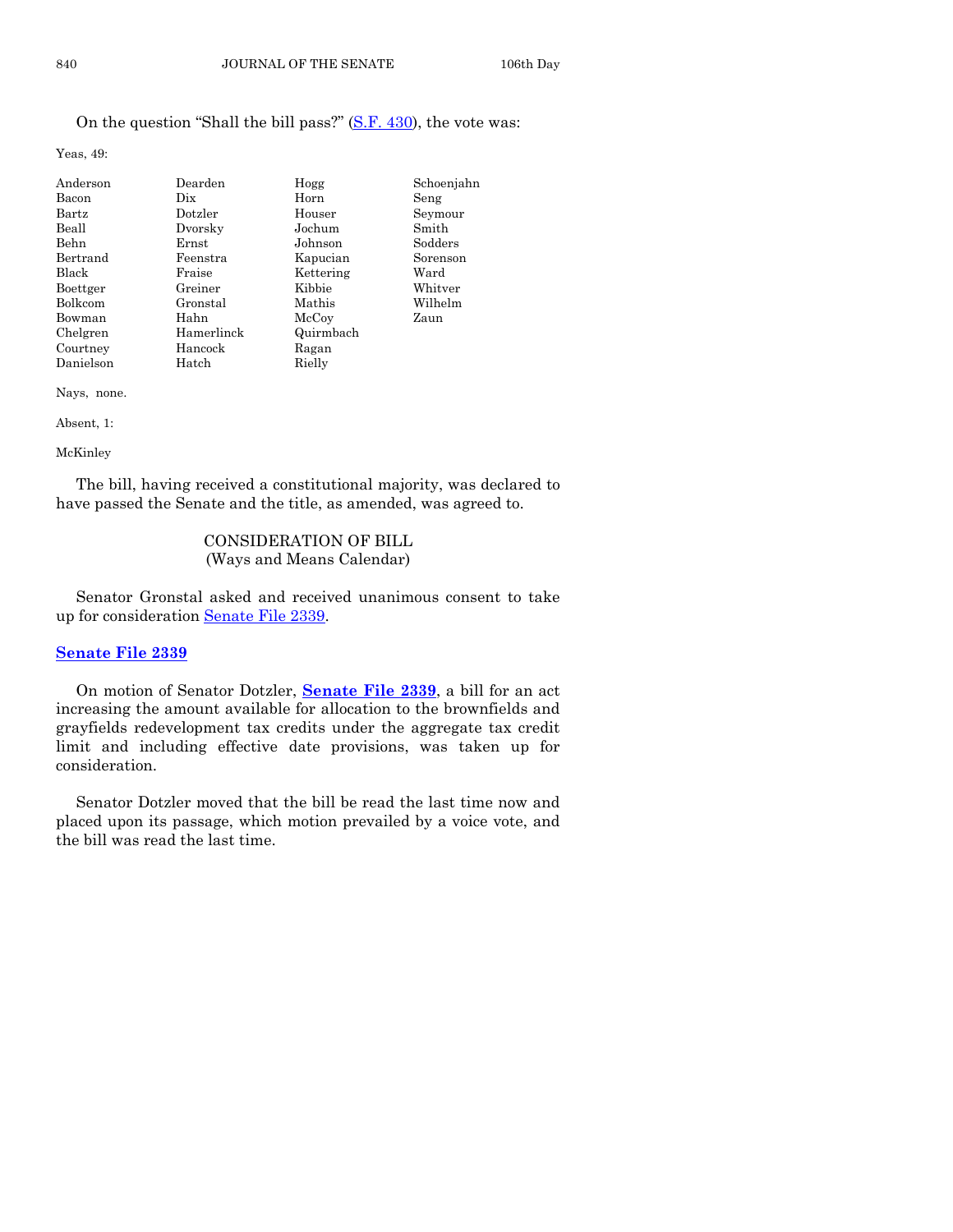On the question "Shall the bill pass?" (S.F. 430), the vote was:

Yeas, 49:

| | | | |
|---|---|---|---|
| Anderson | Dearden | Hogg | Schoenjahn |
| Bacon | Dix | Horn | Seng |
| Bartz | Dotzler | Houser | Seymour |
| Beall | Dvorsky | Jochum | Smith |
| Behn | Ernst | Johnson | Sodders |
| Bertrand | Feenstra | Kapucian | Sorenson |
| Black | Fraise | Kettering | Ward |
| Boettger | Greiner | Kibbie | Whitver |
| Bolkcom | Gronstal | Mathis | Wilhelm |
| Bowman | Hahn | McCoy | Zaun |
| Chelgren | Hamerlinck | Quirmbach | |
| Courtney | Hancock | Ragan | |
| Danielson | Hatch | Rielly | |

Nays, none.

Absent, 1:

McKinley

The bill, having received a constitutional majority, was declared to have passed the Senate and the title, as amended, was agreed to.

## CONSIDERATION OF BILL
(Ways and Means Calendar)

Senator Gronstal asked and received unanimous consent to take up for consideration Senate File 2339.

### Senate File 2339

On motion of Senator Dotzler, **Senate File 2339**, a bill for an act increasing the amount available for allocation to the brownfields and grayfields redevelopment tax credits under the aggregate tax credit limit and including effective date provisions, was taken up for consideration.

Senator Dotzler moved that the bill be read the last time now and placed upon its passage, which motion prevailed by a voice vote, and the bill was read the last time.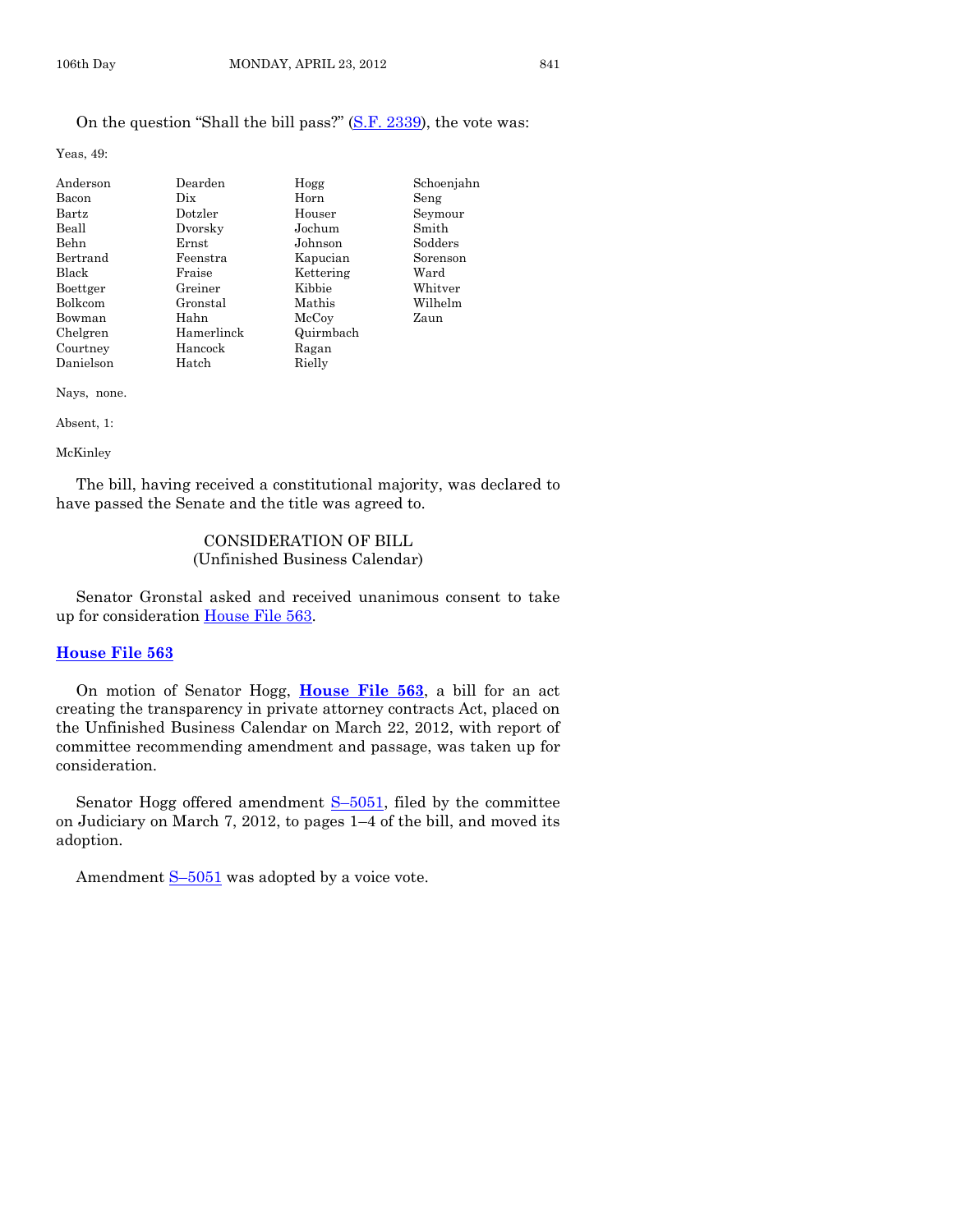On the question "Shall the bill pass?" (S.F. 2339), the vote was:

Yeas, 49:

| | | | |
|---|---|---|---|
| Anderson | Dearden | Hogg | Schoenjahn |
| Bacon | Dix | Horn | Seng |
| Bartz | Dotzler | Houser | Seymour |
| Beall | Dvorsky | Jochum | Smith |
| Behn | Ernst | Johnson | Sodders |
| Bertrand | Feenstra | Kapucian | Sorenson |
| Black | Fraise | Kettering | Ward |
| Boettger | Greiner | Kibbie | Whitver |
| Bolkcom | Gronstal | Mathis | Wilhelm |
| Bowman | Hahn | McCoy | Zaun |
| Chelgren | Hamerlinck | Quirmbach | |
| Courtney | Hancock | Ragan | |
| Danielson | Hatch | Rielly | |

Nays, none.

Absent, 1:

McKinley

The bill, having received a constitutional majority, was declared to have passed the Senate and the title was agreed to.

## CONSIDERATION OF BILL
(Unfinished Business Calendar)

Senator Gronstal asked and received unanimous consent to take up for consideration House File 563.

### House File 563

On motion of Senator Hogg, **House File 563**, a bill for an act creating the transparency in private attorney contracts Act, placed on the Unfinished Business Calendar on March 22, 2012, with report of committee recommending amendment and passage, was taken up for consideration.

Senator Hogg offered amendment S–5051, filed by the committee on Judiciary on March 7, 2012, to pages 1–4 of the bill, and moved its adoption.

Amendment S–5051 was adopted by a voice vote.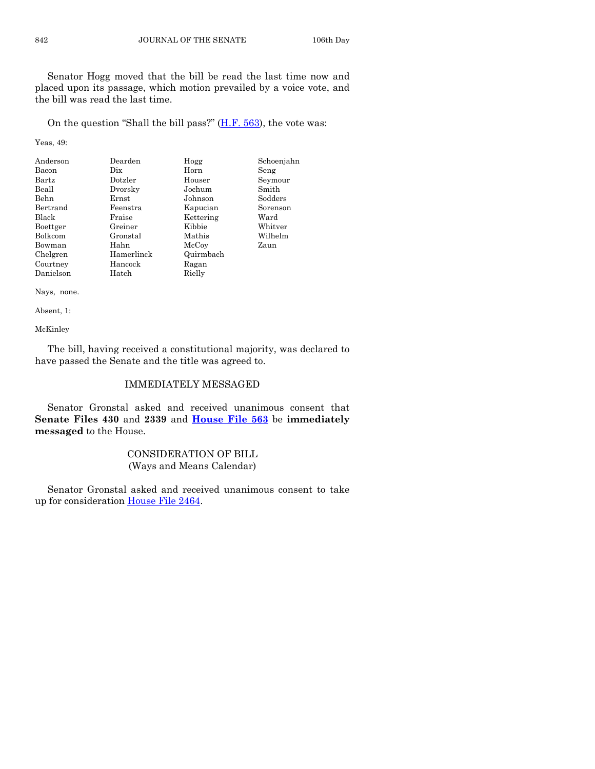Senator Hogg moved that the bill be read the last time now and placed upon its passage, which motion prevailed by a voice vote, and the bill was read the last time.

On the question "Shall the bill pass?" (H.F. 563), the vote was:

Yeas, 49:

| | | | |
|---|---|---|---|
| Anderson | Dearden | Hogg | Schoenjahn |
| Bacon | Dix | Horn | Seng |
| Bartz | Dotzler | Houser | Seymour |
| Beall | Dvorsky | Jochum | Smith |
| Behn | Ernst | Johnson | Sodders |
| Bertrand | Feenstra | Kapucian | Sorenson |
| Black | Fraise | Kettering | Ward |
| Boettger | Greiner | Kibbie | Whitver |
| Bolkcom | Gronstal | Mathis | Wilhelm |
| Bowman | Hahn | McCoy | Zaun |
| Chelgren | Hamerlinck | Quirmbach | |
| Courtney | Hancock | Ragan | |
| Danielson | Hatch | Rielly | |

Nays, none.

Absent, 1:

McKinley

The bill, having received a constitutional majority, was declared to have passed the Senate and the title was agreed to.

## IMMEDIATELY MESSAGED

Senator Gronstal asked and received unanimous consent that **Senate Files 430** and **2339** and **House File 563** be **immediately messaged** to the House.

## CONSIDERATION OF BILL
(Ways and Means Calendar)

Senator Gronstal asked and received unanimous consent to take up for consideration House File 2464.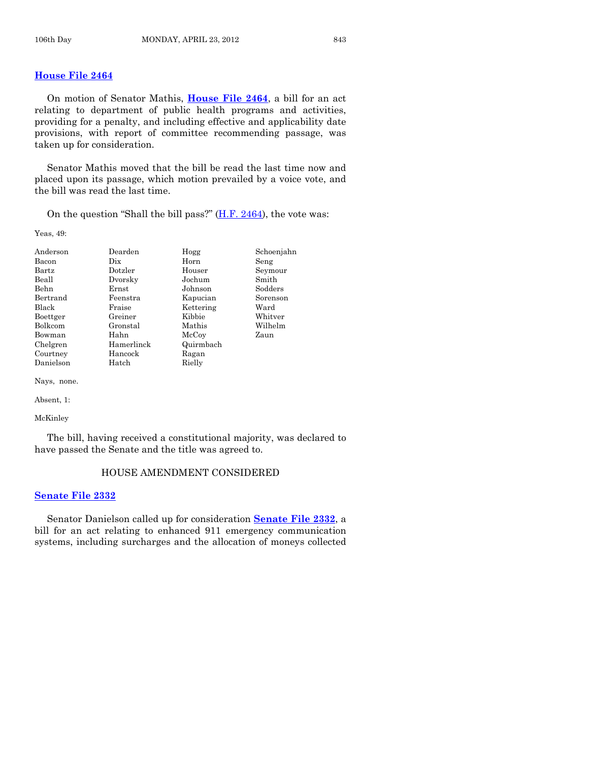### House File 2464

On motion of Senator Mathis, **House File 2464**, a bill for an act relating to department of public health programs and activities, providing for a penalty, and including effective and applicability date provisions, with report of committee recommending passage, was taken up for consideration.

Senator Mathis moved that the bill be read the last time now and placed upon its passage, which motion prevailed by a voice vote, and the bill was read the last time.

On the question "Shall the bill pass?" (H.F. 2464), the vote was:

Yeas, 49:

| | | | |
|---|---|---|---|
| Anderson | Dearden | Hogg | Schoenjahn |
| Bacon | Dix | Horn | Seng |
| Bartz | Dotzler | Houser | Seymour |
| Beall | Dvorsky | Jochum | Smith |
| Behn | Ernst | Johnson | Sodders |
| Bertrand | Feenstra | Kapucian | Sorenson |
| Black | Fraise | Kettering | Ward |
| Boettger | Greiner | Kibbie | Whitver |
| Bolkcom | Gronstal | Mathis | Wilhelm |
| Bowman | Hahn | McCoy | Zaun |
| Chelgren | Hamerlinck | Quirmbach | |
| Courtney | Hancock | Ragan | |
| Danielson | Hatch | Rielly | |

Nays, none.

Absent, 1:

McKinley

The bill, having received a constitutional majority, was declared to have passed the Senate and the title was agreed to.

## HOUSE AMENDMENT CONSIDERED

### Senate File 2332

Senator Danielson called up for consideration **Senate File 2332**, a bill for an act relating to enhanced 911 emergency communication systems, including surcharges and the allocation of moneys collected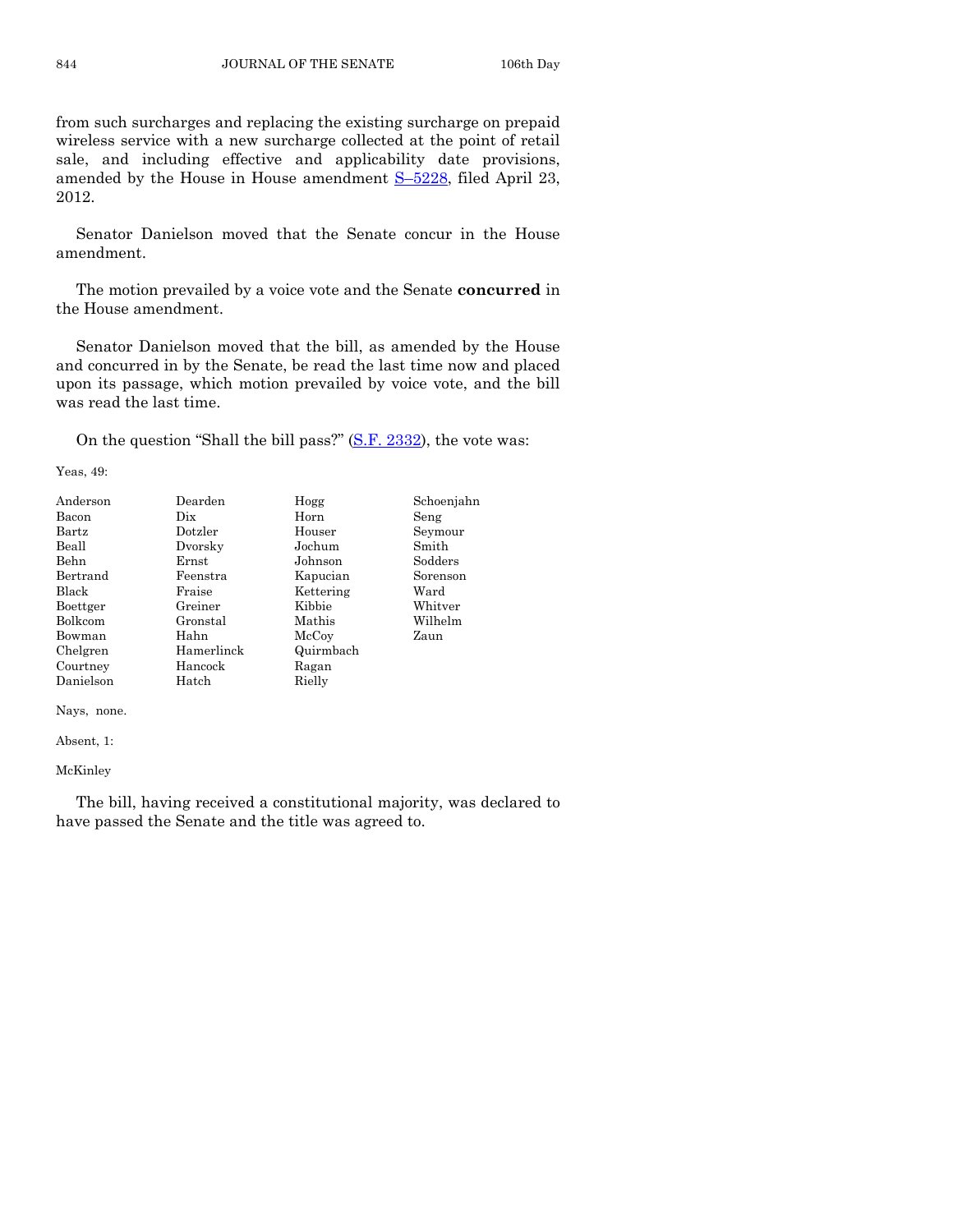from such surcharges and replacing the existing surcharge on prepaid wireless service with a new surcharge collected at the point of retail sale, and including effective and applicability date provisions, amended by the House in House amendment S–5228, filed April 23, 2012.

Senator Danielson moved that the Senate concur in the House amendment.

The motion prevailed by a voice vote and the Senate **concurred** in the House amendment.

Senator Danielson moved that the bill, as amended by the House and concurred in by the Senate, be read the last time now and placed upon its passage, which motion prevailed by voice vote, and the bill was read the last time.

On the question "Shall the bill pass?" (S.F. 2332), the vote was:

Yeas, 49:

| | | | |
|---|---|---|---|
| Anderson | Dearden | Hogg | Schoenjahn |
| Bacon | Dix | Horn | Seng |
| Bartz | Dotzler | Houser | Seymour |
| Beall | Dvorsky | Jochum | Smith |
| Behn | Ernst | Johnson | Sodders |
| Bertrand | Feenstra | Kapucian | Sorenson |
| Black | Fraise | Kettering | Ward |
| Boettger | Greiner | Kibbie | Whitver |
| Bolkcom | Gronstal | Mathis | Wilhelm |
| Bowman | Hahn | McCoy | Zaun |
| Chelgren | Hamerlinck | Quirmbach | |
| Courtney | Hancock | Ragan | |
| Danielson | Hatch | Rielly | |

Nays, none.

Absent, 1:

McKinley

The bill, having received a constitutional majority, was declared to have passed the Senate and the title was agreed to.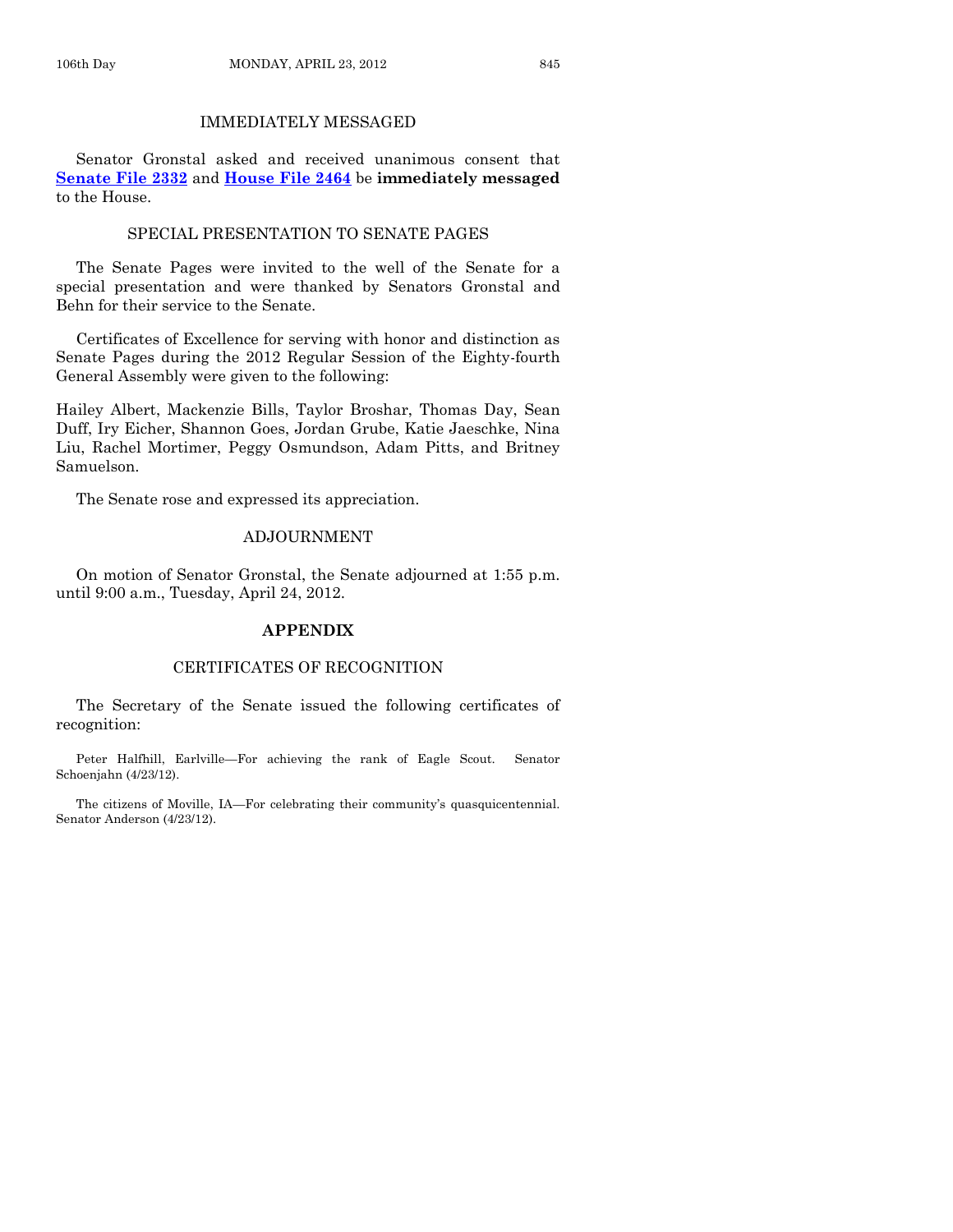## IMMEDIATELY MESSAGED

Senator Gronstal asked and received unanimous consent that **Senate File 2332** and **House File 2464** be **immediately messaged** to the House.

## SPECIAL PRESENTATION TO SENATE PAGES

The Senate Pages were invited to the well of the Senate for a special presentation and were thanked by Senators Gronstal and Behn for their service to the Senate.

Certificates of Excellence for serving with honor and distinction as Senate Pages during the 2012 Regular Session of the Eighty-fourth General Assembly were given to the following:

Hailey Albert, Mackenzie Bills, Taylor Broshar, Thomas Day, Sean Duff, Iry Eicher, Shannon Goes, Jordan Grube, Katie Jaeschke, Nina Liu, Rachel Mortimer, Peggy Osmundson, Adam Pitts, and Britney Samuelson.

The Senate rose and expressed its appreciation.

## ADJOURNMENT

On motion of Senator Gronstal, the Senate adjourned at 1:55 p.m. until 9:00 a.m., Tuesday, April 24, 2012.

# APPENDIX

## CERTIFICATES OF RECOGNITION

The Secretary of the Senate issued the following certificates of recognition:

Peter Halfhill, Earlville—For achieving the rank of Eagle Scout. Senator Schoenjahn (4/23/12).

The citizens of Moville, IA—For celebrating their community's quasquicentennial. Senator Anderson (4/23/12).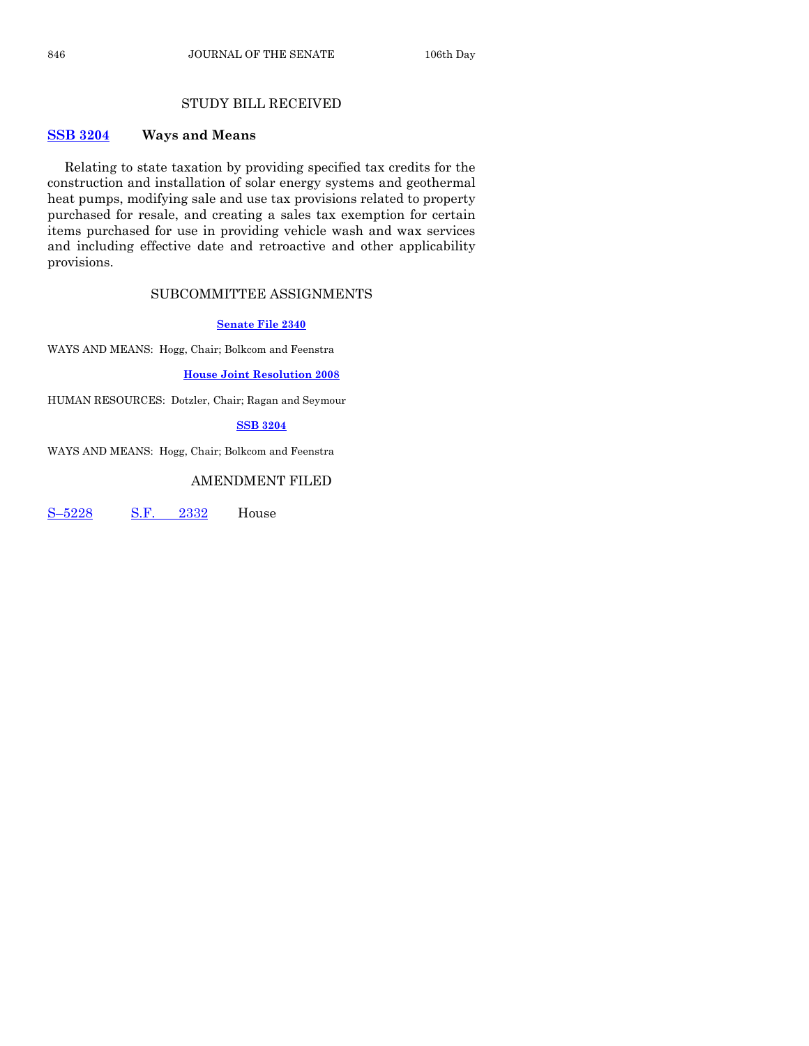## STUDY BILL RECEIVED

**SSB 3204** **Ways and Means**

Relating to state taxation by providing specified tax credits for the construction and installation of solar energy systems and geothermal heat pumps, modifying sale and use tax provisions related to property purchased for resale, and creating a sales tax exemption for certain items purchased for use in providing vehicle wash and wax services and including effective date and retroactive and other applicability provisions.

## SUBCOMMITTEE ASSIGNMENTS

**Senate File 2340**

WAYS AND MEANS: Hogg, Chair; Bolkcom and Feenstra

**House Joint Resolution 2008**

HUMAN RESOURCES: Dotzler, Chair; Ragan and Seymour

**SSB 3204**

WAYS AND MEANS: Hogg, Chair; Bolkcom and Feenstra

## AMENDMENT FILED

S–5228 S.F. 2332 House